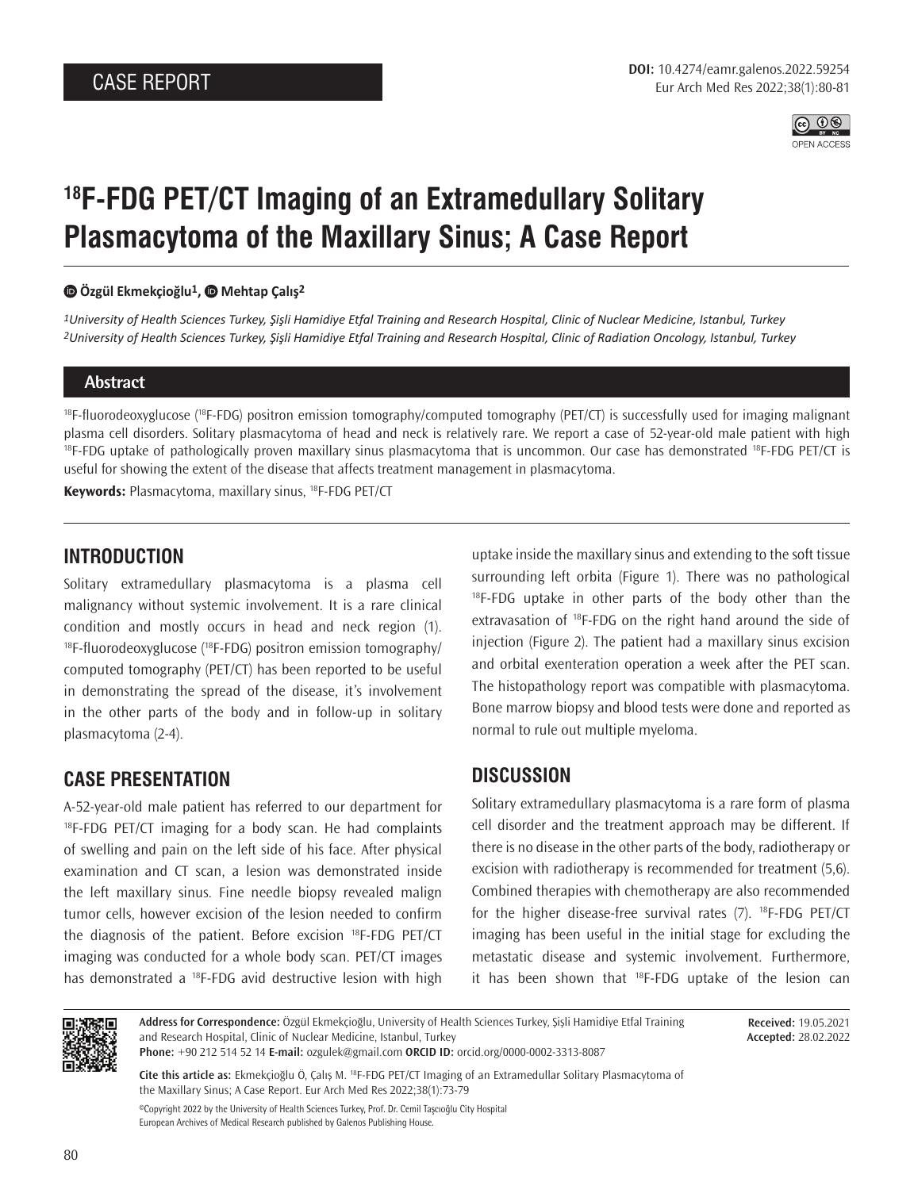CASE REPORT

**DOI:** 10.4274/eamr.galenos.2022.59254

# $^{18}$F-FDG PET/CT Imaging of an Extramedullary Solitary Plasmacytoma of the Maxillary Sinus; A Case Report

**Özgül Ekmekçioğlu[1], Mehtap Çalış[2]**

*[1]University of Health Sciences Turkey, Şişli Hamidiye Etfal Training and Research Hospital, Clinic of Nuclear Medicine, Istanbul, Turkey*
*[2]University of Health Sciences Turkey, Şişli Hamidiye Etfal Training and Research Hospital, Clinic of Radiation Oncology, Istanbul, Turkey*

## Abstract

$^{18}$F-fluorodeoxyglucose ($^{18}$F-FDG) positron emission tomography/computed tomography (PET/CT) is successfully used for imaging malignant plasma cell disorders. Solitary plasmacytoma of head and neck is relatively rare. We report a case of 52-year-old male patient with high $^{18}$F-FDG uptake of pathologically proven maxillary sinus plasmacytoma that is uncommon. Our case has demonstrated $^{18}$F-FDG PET/CT is useful for showing the extent of the disease that affects treatment management in plasmacytoma.

**Keywords:** Plasmacytoma, maxillary sinus, $^{18}$F-FDG PET/CT

## INTRODUCTION

Solitary extramedullary plasmacytoma is a plasma cell malignancy without systemic involvement. It is a rare clinical condition and mostly occurs in head and neck region (1). $^{18}$F-fluorodeoxyglucose ($^{18}$F-FDG) positron emission tomography/computed tomography (PET/CT) has been reported to be useful in demonstrating the spread of the disease, it's involvement in the other parts of the body and in follow-up in solitary plasmacytoma (2-4).

## CASE PRESENTATION

A-52-year-old male patient has referred to our department for $^{18}$F-FDG PET/CT imaging for a body scan. He had complaints of swelling and pain on the left side of his face. After physical examination and CT scan, a lesion was demonstrated inside the left maxillary sinus. Fine needle biopsy revealed malign tumor cells, however excision of the lesion needed to confirm the diagnosis of the patient. Before excision $^{18}$F-FDG PET/CT imaging was conducted for a whole body scan. PET/CT images has demonstrated a $^{18}$F-FDG avid destructive lesion with high uptake inside the maxillary sinus and extending to the soft tissue surrounding left orbita (Figure 1). There was no pathological $^{18}$F-FDG uptake in other parts of the body other than the extravasation of $^{18}$F-FDG on the right hand around the side of injection (Figure 2). The patient had a maxillary sinus excision and orbital exenteration operation a week after the PET scan. The histopathology report was compatible with plasmacytoma. Bone marrow biopsy and blood tests were done and reported as normal to rule out multiple myeloma.

## DISCUSSION

Solitary extramedullary plasmacytoma is a rare form of plasma cell disorder and the treatment approach may be different. If there is no disease in the other parts of the body, radiotherapy or excision with radiotherapy is recommended for treatment (5,6). Combined therapies with chemotherapy are also recommended for the higher disease-free survival rates (7). $^{18}$F-FDG PET/CT imaging has been useful in the initial stage for excluding the metastatic disease and systemic involvement. Furthermore, it has been shown that $^{18}$F-FDG uptake of the lesion can

**Address for Correspondence:** Özgül Ekmekçioğlu, University of Health Sciences Turkey, Şişli Hamidiye Etfal Training and Research Hospital, Clinic of Nuclear Medicine, Istanbul, Turkey
**Phone:** +90 212 514 52 14 **E-mail:** ozgulek@gmail.com **ORCID ID:** orcid.org/0000-0002-3313-8087

**Received:** 19.05.2021
**Accepted:** 28.02.2022

**Cite this article as:** Ekmekçioğlu Ö, Çalış M. $^{18}$F-FDG PET/CT Imaging of an Extramedullar Solitary Plasmacytoma of the Maxillary Sinus; A Case Report. Eur Arch Med Res 2022;38(1):73-79

©Copyright 2022 by the University of Health Sciences Turkey, Prof. Dr. Cemil Taşcıoğlu City Hospital
European Archives of Medical Research published by Galenos Publishing House.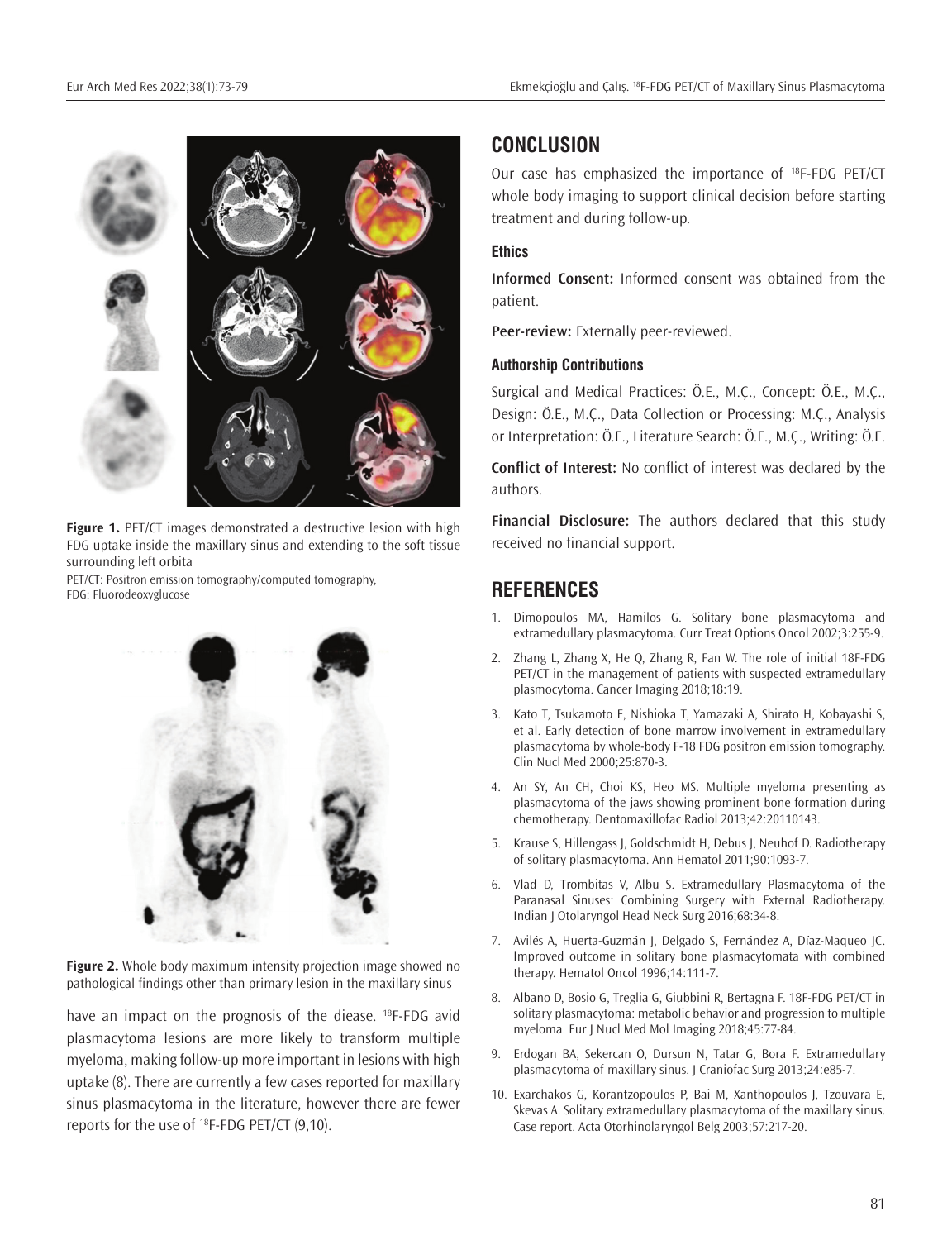Figure 1. PET/CT images demonstrated a destructive lesion with high FDG uptake inside the maxillary sinus and extending to the soft tissue surrounding left orbita

PET/CT: Positron emission tomography/computed tomography, FDG: Fluorodeoxyglucose

Figure 2. Whole body maximum intensity projection image showed no pathological findings other than primary lesion in the maxillary sinus

have an impact on the prognosis of the diease. $^{18}$F-FDG avid plasmacytoma lesions are more likely to transform multiple myeloma, making follow-up more important in lesions with high uptake (8). There are currently a few cases reported for maxillary sinus plasmacytoma in the literature, however there are fewer reports for the use of $^{18}$F-FDG PET/CT (9,10).

## CONCLUSION

Our case has emphasized the importance of $^{18}$F-FDG PET/CT whole body imaging to support clinical decision before starting treatment and during follow-up.

### Ethics

**Informed Consent:** Informed consent was obtained from the patient.

**Peer-review:** Externally peer-reviewed.

### Authorship Contributions

Surgical and Medical Practices: Ö.E., M.Ç., Concept: Ö.E., M.Ç., Design: Ö.E., M.Ç., Data Collection or Processing: M.Ç., Analysis or Interpretation: Ö.E., Literature Search: Ö.E., M.Ç., Writing: Ö.E.

**Conflict of Interest:** No conflict of interest was declared by the authors.

**Financial Disclosure:** The authors declared that this study received no financial support.

## REFERENCES

1. Dimopoulos MA, Hamilos G. Solitary bone plasmacytoma and extramedullary plasmacytoma. Curr Treat Options Oncol 2002;3:255-9.
2. Zhang L, Zhang X, He Q, Zhang R, Fan W. The role of initial 18F-FDG PET/CT in the management of patients with suspected extramedullary plasmocytoma. Cancer Imaging 2018;18:19.
3. Kato T, Tsukamoto E, Nishioka T, Yamazaki A, Shirato H, Kobayashi S, et al. Early detection of bone marrow involvement in extramedullary plasmacytoma by whole-body F-18 FDG positron emission tomography. Clin Nucl Med 2000;25:870-3.
4. An SY, An CH, Choi KS, Heo MS. Multiple myeloma presenting as plasmacytoma of the jaws showing prominent bone formation during chemotherapy. Dentomaxillofac Radiol 2013;42:20110143.
5. Krause S, Hillengass J, Goldschmidt H, Debus J, Neuhof D. Radiotherapy of solitary plasmacytoma. Ann Hematol 2011;90:1093-7.
6. Vlad D, Trombitas V, Albu S. Extramedullary Plasmacytoma of the Paranasal Sinuses: Combining Surgery with External Radiotherapy. Indian J Otolaryngol Head Neck Surg 2016;68:34-8.
7. Avilés A, Huerta-Guzmán J, Delgado S, Fernández A, Díaz-Maqueo JC. Improved outcome in solitary bone plasmacytomata with combined therapy. Hematol Oncol 1996;14:111-7.
8. Albano D, Bosio G, Treglia G, Giubbini R, Bertagna F. 18F-FDG PET/CT in solitary plasmacytoma: metabolic behavior and progression to multiple myeloma. Eur J Nucl Med Mol Imaging 2018;45:77-84.
9. Erdogan BA, Sekercan O, Dursun N, Tatar G, Bora F. Extramedullary plasmacytoma of maxillary sinus. J Craniofac Surg 2013;24:e85-7.
10. Exarchakos G, Korantzopoulos P, Bai M, Xanthopoulos J, Tzouvara E, Skevas A. Solitary extramedullary plasmacytoma of the maxillary sinus. Case report. Acta Otorhinolaryngol Belg 2003;57:217-20.